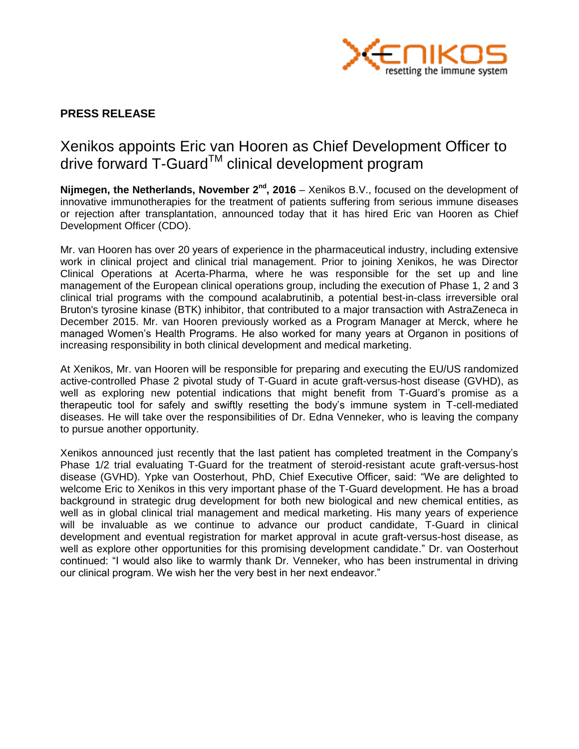**PRESS RELEASE**

# Xenikos appoints Eric van Hooren as Chief Development Officer to drive forward T-Guard™ clinical development program

**Nijmegen, the Netherlands, November 2nd, 2016** – Xenikos B.V., focused on the development of innovative immunotherapies for the treatment of patients suffering from serious immune diseases or rejection after transplantation, announced today that it has hired Eric van Hooren as Chief Development Officer (CDO).

Mr. van Hooren has over 20 years of experience in the pharmaceutical industry, including extensive work in clinical project and clinical trial management. Prior to joining Xenikos, he was Director Clinical Operations at Acerta-Pharma, where he was responsible for the set up and line management of the European clinical operations group, including the execution of Phase 1, 2 and 3 clinical trial programs with the compound acalabrutinib, a potential best-in-class irreversible oral Bruton's tyrosine kinase (BTK) inhibitor, that contributed to a major transaction with AstraZeneca in December 2015. Mr. van Hooren previously worked as a Program Manager at Merck, where he managed Women's Health Programs. He also worked for many years at Organon in positions of increasing responsibility in both clinical development and medical marketing.

At Xenikos, Mr. van Hooren will be responsible for preparing and executing the EU/US randomized active-controlled Phase 2 pivotal study of T-Guard in acute graft-versus-host disease (GVHD), as well as exploring new potential indications that might benefit from T-Guard's promise as a therapeutic tool for safely and swiftly resetting the body's immune system in T-cell-mediated diseases. He will take over the responsibilities of Dr. Edna Venneker, who is leaving the company to pursue another opportunity.

Xenikos announced just recently that the last patient has completed treatment in the Company's Phase 1/2 trial evaluating T-Guard for the treatment of steroid-resistant acute graft-versus-host disease (GVHD). Ypke van Oosterhout, PhD, Chief Executive Officer, said: "We are delighted to welcome Eric to Xenikos in this very important phase of the T-Guard development. He has a broad background in strategic drug development for both new biological and new chemical entities, as well as in global clinical trial management and medical marketing. His many years of experience will be invaluable as we continue to advance our product candidate, T-Guard in clinical development and eventual registration for market approval in acute graft-versus-host disease, as well as explore other opportunities for this promising development candidate." Dr. van Oosterhout continued: "I would also like to warmly thank Dr. Venneker, who has been instrumental in driving our clinical program. We wish her the very best in her next endeavor."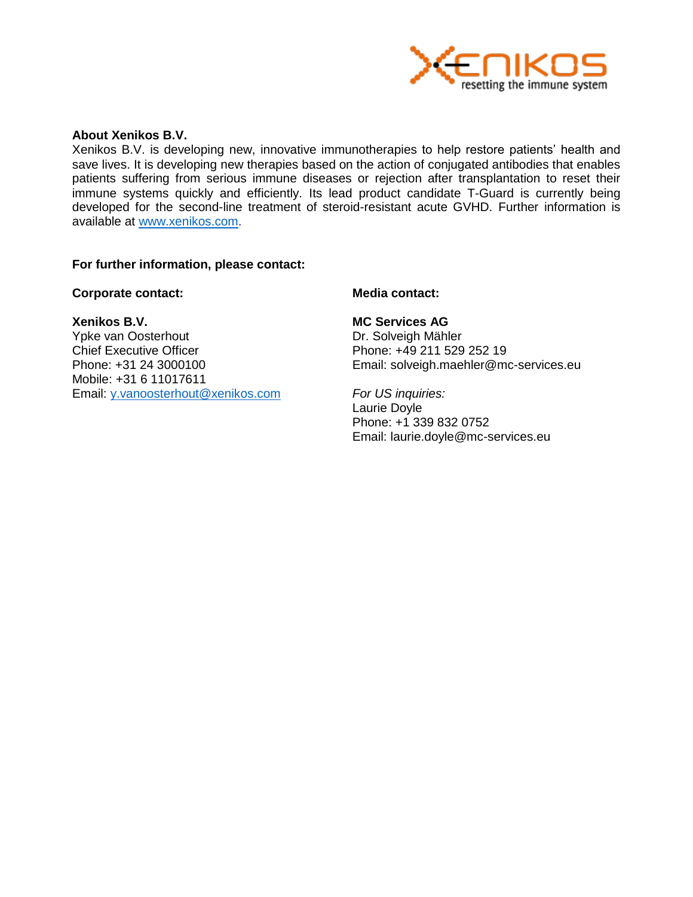**About Xenikos B.V.**

Xenikos B.V. is developing new, innovative immunotherapies to help restore patients' health and save lives. It is developing new therapies based on the action of conjugated antibodies that enables patients suffering from serious immune diseases or rejection after transplantation to reset their immune systems quickly and efficiently. Its lead product candidate T-Guard is currently being developed for the second-line treatment of steroid-resistant acute GVHD. Further information is available at www.xenikos.com.

**For further information, please contact:**

**Corporate contact:**

**Xenikos B.V.**
Ypke van Oosterhout
Chief Executive Officer
Phone: +31 24 3000100
Mobile: +31 6 11017611
Email: y.vanoosterhout@xenikos.com

**Media contact:**

**MC Services AG**
Dr. Solveigh Mähler
Phone: +49 211 529 252 19
Email: solveigh.maehler@mc-services.eu

*For US inquiries:*
Laurie Doyle
Phone: +1 339 832 0752
Email: laurie.doyle@mc-services.eu